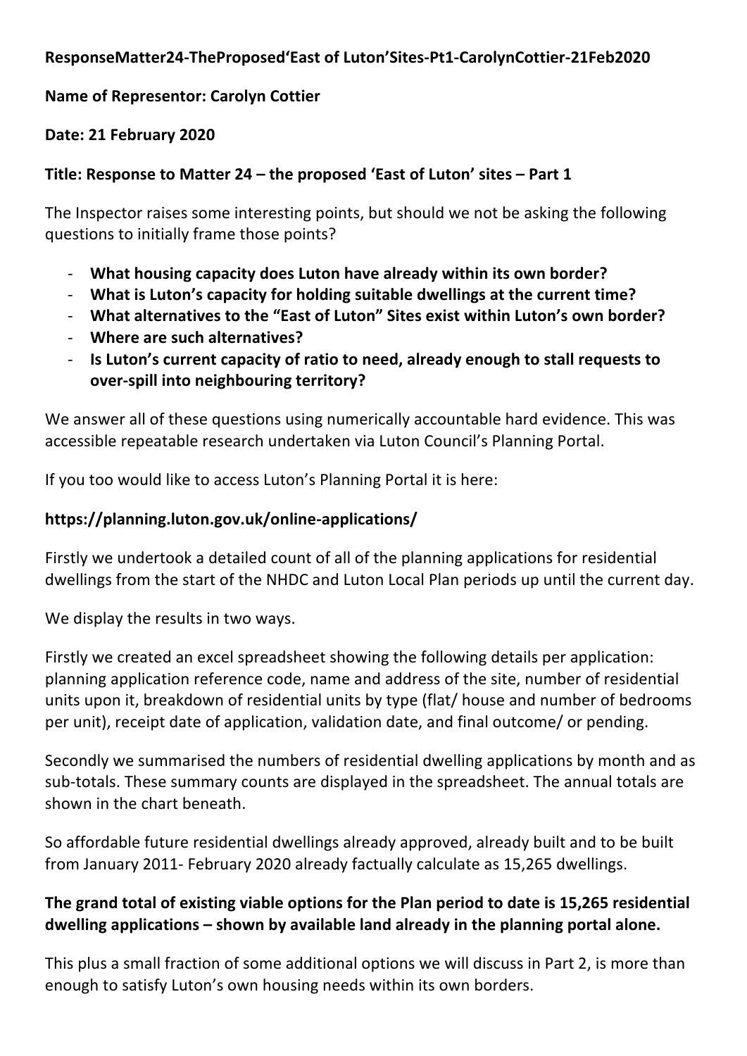**ResponseMatter24-TheProposed'East of Luton'Sites-Pt1-CarolynCottier-21Feb2020**

**Name of Representor: Carolyn Cottier**

**Date: 21 February 2020**

**Title: Response to Matter 24 – the proposed 'East of Luton' sites – Part 1**

The Inspector raises some interesting points, but should we not be asking the following questions to initially frame those points?

- **What housing capacity does Luton have already within its own border?**
- **What is Luton's capacity for holding suitable dwellings at the current time?**
- **What alternatives to the "East of Luton" Sites exist within Luton's own border?**
- **Where are such alternatives?**
- **Is Luton's current capacity of ratio to need, already enough to stall requests to over-spill into neighbouring territory?**

We answer all of these questions using numerically accountable hard evidence. This was accessible repeatable research undertaken via Luton Council's Planning Portal.

If you too would like to access Luton's Planning Portal it is here:

**https://planning.luton.gov.uk/online-applications/**

Firstly we undertook a detailed count of all of the planning applications for residential dwellings from the start of the NHDC and Luton Local Plan periods up until the current day.

We display the results in two ways.

Firstly we created an excel spreadsheet showing the following details per application: planning application reference code, name and address of the site, number of residential units upon it, breakdown of residential units by type (flat/ house and number of bedrooms per unit), receipt date of application, validation date, and final outcome/ or pending.

Secondly we summarised the numbers of residential dwelling applications by month and as sub-totals. These summary counts are displayed in the spreadsheet. The annual totals are shown in the chart beneath.

So affordable future residential dwellings already approved, already built and to be built from January 2011- February 2020 already factually calculate as 15,265 dwellings.

**The grand total of existing viable options for the Plan period to date is 15,265 residential dwelling applications – shown by available land already in the planning portal alone.**

This plus a small fraction of some additional options we will discuss in Part 2, is more than enough to satisfy Luton's own housing needs within its own borders.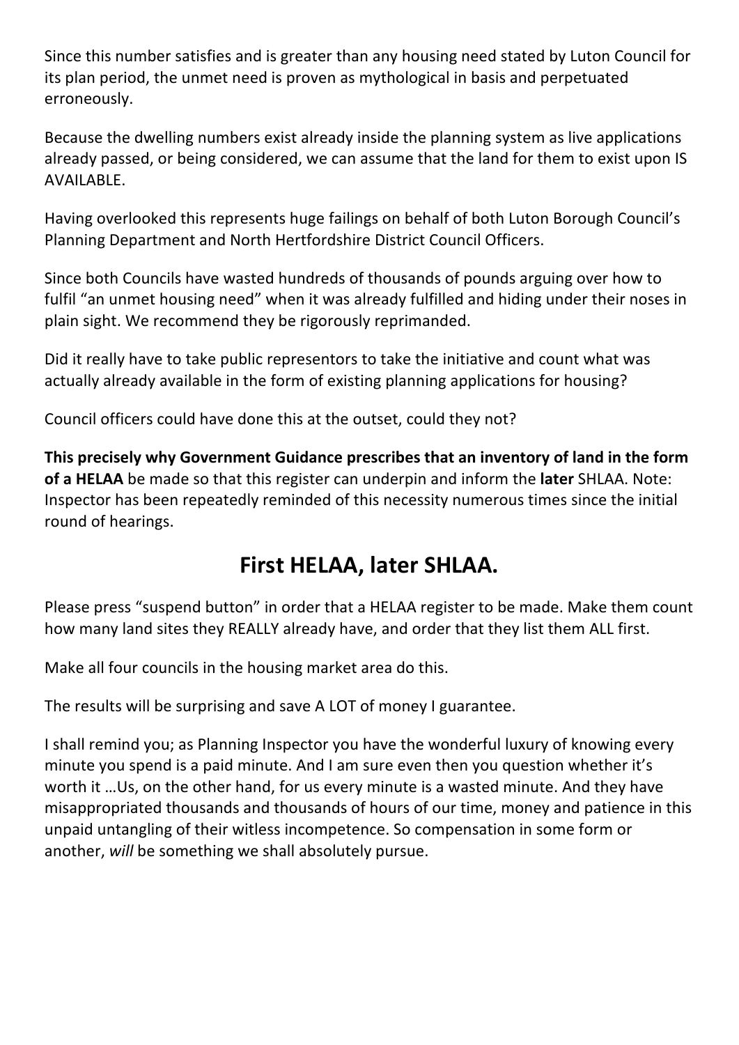Since this number satisfies and is greater than any housing need stated by Luton Council for its plan period, the unmet need is proven as mythological in basis and perpetuated erroneously.

Because the dwelling numbers exist already inside the planning system as live applications already passed, or being considered, we can assume that the land for them to exist upon IS AVAILABLE.

Having overlooked this represents huge failings on behalf of both Luton Borough Council's Planning Department and North Hertfordshire District Council Officers.

Since both Councils have wasted hundreds of thousands of pounds arguing over how to fulfil "an unmet housing need" when it was already fulfilled and hiding under their noses in plain sight. We recommend they be rigorously reprimanded.

Did it really have to take public representors to take the initiative and count what was actually already available in the form of existing planning applications for housing?

Council officers could have done this at the outset, could they not?

**This precisely why Government Guidance prescribes that an inventory of land in the form of a HELAA** be made so that this register can underpin and inform the **later** SHLAA. Note: Inspector has been repeatedly reminded of this necessity numerous times since the initial round of hearings.

## First HELAA, later SHLAA.

Please press "suspend button" in order that a HELAA register to be made. Make them count how many land sites they REALLY already have, and order that they list them ALL first.

Make all four councils in the housing market area do this.

The results will be surprising and save A LOT of money I guarantee.

I shall remind you; as Planning Inspector you have the wonderful luxury of knowing every minute you spend is a paid minute. And I am sure even then you question whether it's worth it …Us, on the other hand, for us every minute is a wasted minute. And they have misappropriated thousands and thousands of hours of our time, money and patience in this unpaid untangling of their witless incompetence. So compensation in some form or another, *will* be something we shall absolutely pursue.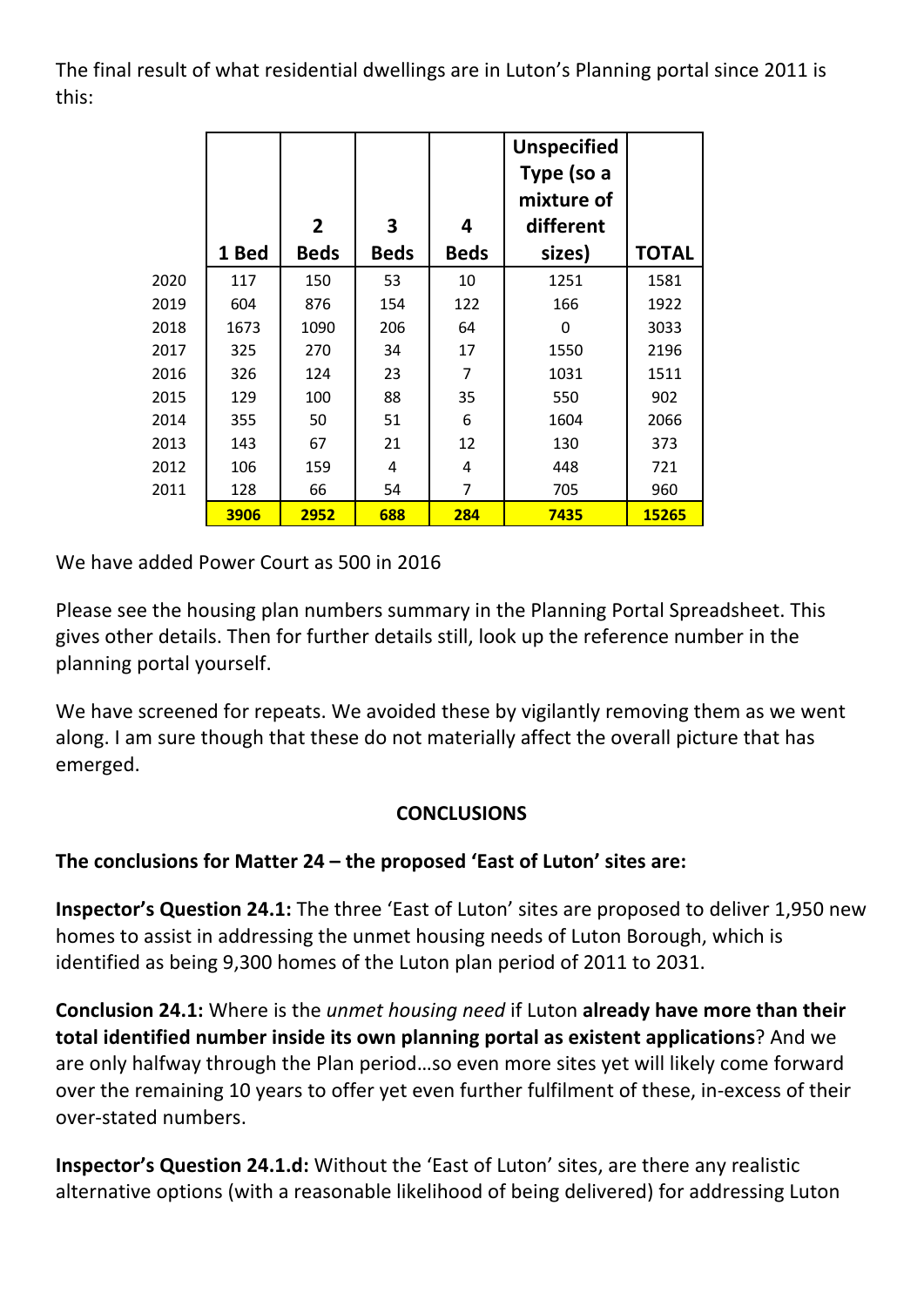The final result of what residential dwellings are in Luton's Planning portal since 2011 is this:

| | 1 Bed | 2 Beds | 3 Beds | 4 Beds | Unspecified Type (so a mixture of different sizes) | TOTAL |
|---|---|---|---|---|---|---|
| 2020 | 117 | 150 | 53 | 10 | 1251 | 1581 |
| 2019 | 604 | 876 | 154 | 122 | 166 | 1922 |
| 2018 | 1673 | 1090 | 206 | 64 | 0 | 3033 |
| 2017 | 325 | 270 | 34 | 17 | 1550 | 2196 |
| 2016 | 326 | 124 | 23 | 7 | 1031 | 1511 |
| 2015 | 129 | 100 | 88 | 35 | 550 | 902 |
| 2014 | 355 | 50 | 51 | 6 | 1604 | 2066 |
| 2013 | 143 | 67 | 21 | 12 | 130 | 373 |
| 2012 | 106 | 159 | 4 | 4 | 448 | 721 |
| 2011 | 128 | 66 | 54 | 7 | 705 | 960 |
| | **3906** | **2952** | **688** | **284** | **7435** | **15265** |

We have added Power Court as 500 in 2016

Please see the housing plan numbers summary in the Planning Portal Spreadsheet. This gives other details. Then for further details still, look up the reference number in the planning portal yourself.

We have screened for repeats. We avoided these by vigilantly removing them as we went along. I am sure though that these do not materially affect the overall picture that has emerged.

## CONCLUSIONS

**The conclusions for Matter 24 – the proposed 'East of Luton' sites are:**

**Inspector's Question 24.1:** The three 'East of Luton' sites are proposed to deliver 1,950 new homes to assist in addressing the unmet housing needs of Luton Borough, which is identified as being 9,300 homes of the Luton plan period of 2011 to 2031.

**Conclusion 24.1:** Where is the *unmet housing need* if Luton **already have more than their total identified number inside its own planning portal as existent applications**? And we are only halfway through the Plan period…so even more sites yet will likely come forward over the remaining 10 years to offer yet even further fulfilment of these, in-excess of their over-stated numbers.

**Inspector's Question 24.1.d:** Without the 'East of Luton' sites, are there any realistic alternative options (with a reasonable likelihood of being delivered) for addressing Luton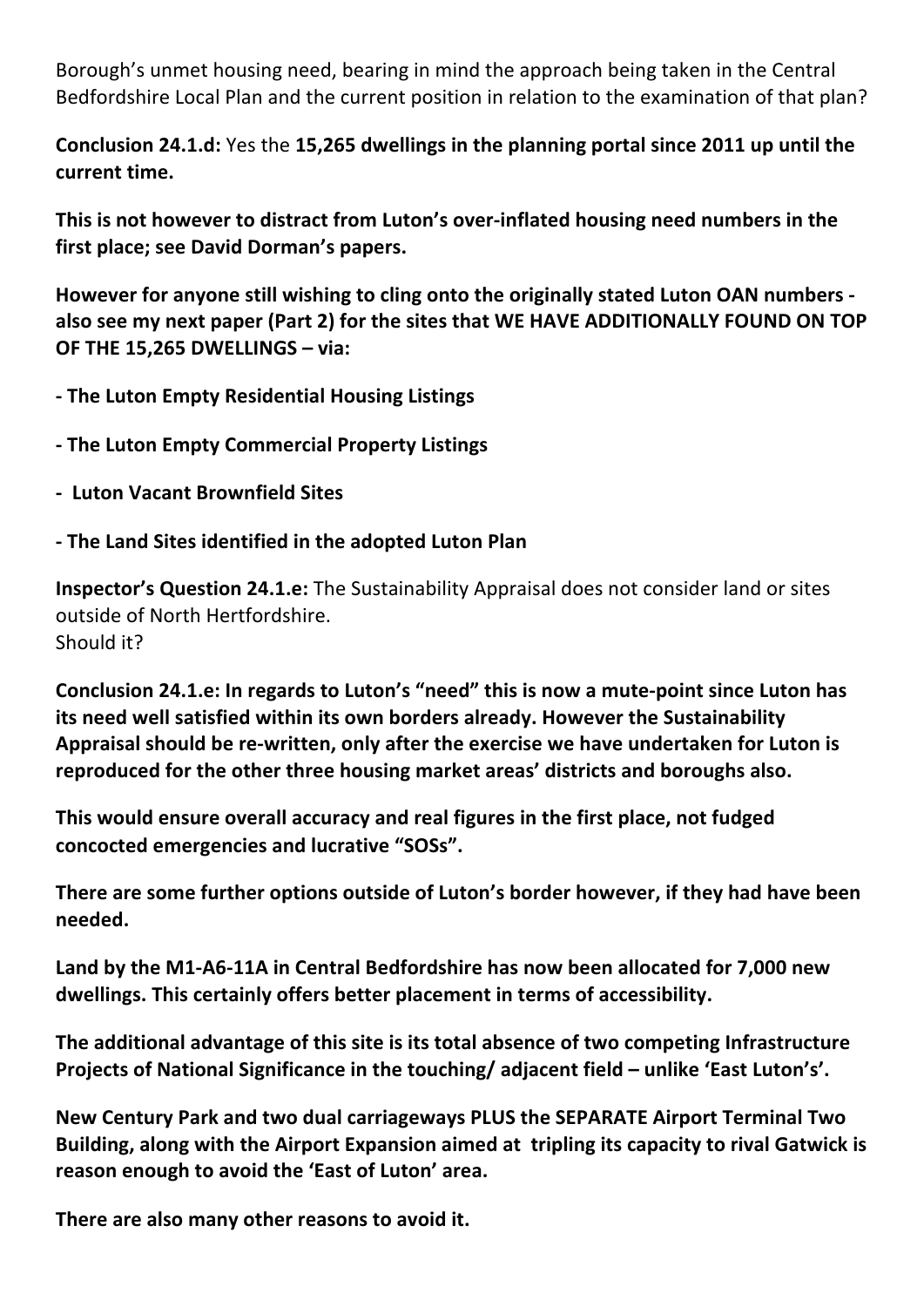Borough's unmet housing need, bearing in mind the approach being taken in the Central Bedfordshire Local Plan and the current position in relation to the examination of that plan?

**Conclusion 24.1.d:** Yes the **15,265 dwellings in the planning portal since 2011 up until the current time.**

**This is not however to distract from Luton's over-inflated housing need numbers in the first place; see David Dorman's papers.**

**However for anyone still wishing to cling onto the originally stated Luton OAN numbers - also see my next paper (Part 2) for the sites that WE HAVE ADDITIONALLY FOUND ON TOP OF THE 15,265 DWELLINGS – via:**

**- The Luton Empty Residential Housing Listings**

**- The Luton Empty Commercial Property Listings**

**- Luton Vacant Brownfield Sites**

**- The Land Sites identified in the adopted Luton Plan**

**Inspector's Question 24.1.e:** The Sustainability Appraisal does not consider land or sites outside of North Hertfordshire.
Should it?

**Conclusion 24.1.e: In regards to Luton's "need" this is now a mute-point since Luton has its need well satisfied within its own borders already. However the Sustainability Appraisal should be re-written, only after the exercise we have undertaken for Luton is reproduced for the other three housing market areas' districts and boroughs also.**

**This would ensure overall accuracy and real figures in the first place, not fudged concocted emergencies and lucrative "SOSs".**

**There are some further options outside of Luton's border however, if they had have been needed.**

**Land by the M1-A6-11A in Central Bedfordshire has now been allocated for 7,000 new dwellings. This certainly offers better placement in terms of accessibility.**

**The additional advantage of this site is its total absence of two competing Infrastructure Projects of National Significance in the touching/ adjacent field – unlike 'East Luton's'.**

**New Century Park and two dual carriageways PLUS the SEPARATE Airport Terminal Two Building, along with the Airport Expansion aimed at tripling its capacity to rival Gatwick is reason enough to avoid the 'East of Luton' area.**

**There are also many other reasons to avoid it.**